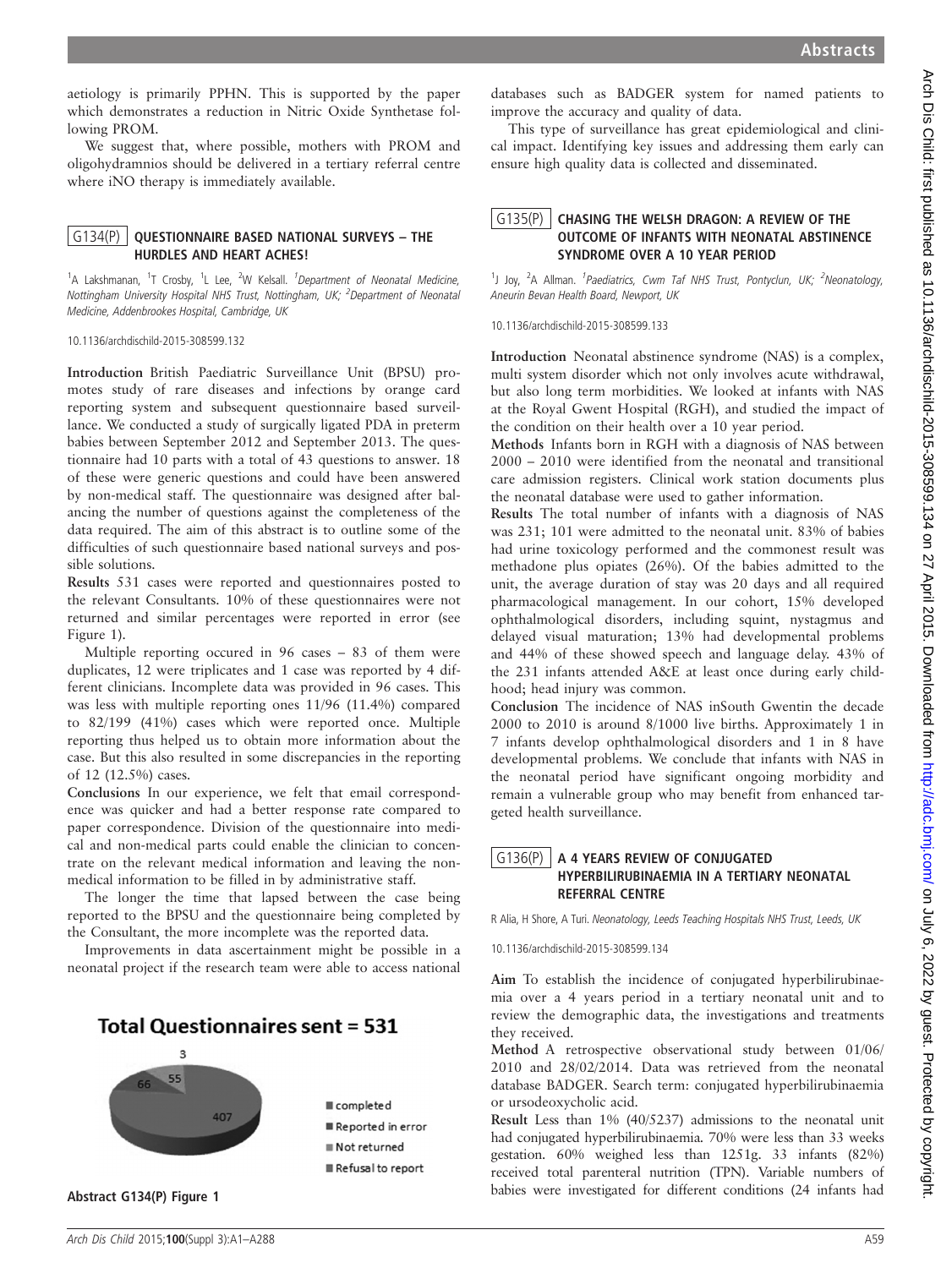aetiology is primarily PPHN. This is supported by the paper which demonstrates a reduction in Nitric Oxide Synthetase following PROM.

We suggest that, where possible, mothers with PROM and oligohydramnios should be delivered in a tertiary referral centre where iNO therapy is immediately available.

## G134(P) QUESTIONNAIRE BASED NATIONAL SURVEYS – THE HURDLES AND HEART ACHES!

[1]A Lakshmanan, [1]T Crosby, [1]L Lee, [2]W Kelsall. [1]*Department of Neonatal Medicine, Nottingham University Hospital NHS Trust, Nottingham, UK;* [2]*Department of Neonatal Medicine, Addenbrookes Hospital, Cambridge, UK*

10.1136/archdischild-2015-308599.132

**Introduction** British Paediatric Surveillance Unit (BPSU) promotes study of rare diseases and infections by orange card reporting system and subsequent questionnaire based surveillance. We conducted a study of surgically ligated PDA in preterm babies between September 2012 and September 2013. The questionnaire had 10 parts with a total of 43 questions to answer. 18 of these were generic questions and could have been answered by non-medical staff. The questionnaire was designed after balancing the number of questions against the completeness of the data required. The aim of this abstract is to outline some of the difficulties of such questionnaire based national surveys and possible solutions.

**Results** 531 cases were reported and questionnaires posted to the relevant Consultants. 10% of these questionnaires were not returned and similar percentages were reported in error (see Figure 1).

Multiple reporting occured in 96 cases – 83 of them were duplicates, 12 were triplicates and 1 case was reported by 4 different clinicians. Incomplete data was provided in 96 cases. This was less with multiple reporting ones 11/96 (11.4%) compared to 82/199 (41%) cases which were reported once. Multiple reporting thus helped us to obtain more information about the case. But this also resulted in some discrepancies in the reporting of 12 (12.5%) cases.

**Conclusions** In our experience, we felt that email correspondence was quicker and had a better response rate compared to paper correspondence. Division of the questionnaire into medical and non-medical parts could enable the clinician to concentrate on the relevant medical information and leaving the non-medical information to be filled in by administrative staff.

The longer the time that lapsed between the case being reported to the BPSU and the questionnaire being completed by the Consultant, the more incomplete was the reported data.

Improvements in data ascertainment might be possible in a neonatal project if the research team were able to access national databases such as BADGER system for named patients to improve the accuracy and quality of data.

This type of surveillance has great epidemiological and clinical impact. Identifying key issues and addressing them early can ensure high quality data is collected and disseminated.

Total Questionnaires sent = 531

| Category | Number |
|---|---|
| completed | 407 |
| Reported in error | 66 |
| Not returned | 55 |
| Refusal to report | 3 |

**Abstract G134(P) Figure 1**

## G135(P) CHASING THE WELSH DRAGON: A REVIEW OF THE OUTCOME OF INFANTS WITH NEONATAL ABSTINENCE SYNDROME OVER A 10 YEAR PERIOD

[1]J Joy, [2]A Allman. [1]*Paediatrics, Cwm Taf NHS Trust, Pontyclun, UK;* [2]*Neonatology, Aneurin Bevan Health Board, Newport, UK*

10.1136/archdischild-2015-308599.133

**Introduction** Neonatal abstinence syndrome (NAS) is a complex, multi system disorder which not only involves acute withdrawal, but also long term morbidities. We looked at infants with NAS at the Royal Gwent Hospital (RGH), and studied the impact of the condition on their health over a 10 year period.

**Methods** Infants born in RGH with a diagnosis of NAS between 2000 – 2010 were identified from the neonatal and transitional care admission registers. Clinical work station documents plus the neonatal database were used to gather information.

**Results** The total number of infants with a diagnosis of NAS was 231; 101 were admitted to the neonatal unit. 83% of babies had urine toxicology performed and the commonest result was methadone plus opiates (26%). Of the babies admitted to the unit, the average duration of stay was 20 days and all required pharmacological management. In our cohort, 15% developed ophthalmological disorders, including squint, nystagmus and delayed visual maturation; 13% had developmental problems and 44% of these showed speech and language delay. 43% of the 231 infants attended A&E at least once during early childhood; head injury was common.

**Conclusion** The incidence of NAS inSouth Gwentin the decade 2000 to 2010 is around 8/1000 live births. Approximately 1 in 7 infants develop ophthalmological disorders and 1 in 8 have developmental problems. We conclude that infants with NAS in the neonatal period have significant ongoing morbidity and remain a vulnerable group who may benefit from enhanced targeted health surveillance.

## G136(P) A 4 YEARS REVIEW OF CONJUGATED HYPERBILIRUBINAEMIA IN A TERTIARY NEONATAL REFERRAL CENTRE

R Alia, H Shore, A Turi. *Neonatology, Leeds Teaching Hospitals NHS Trust, Leeds, UK*

10.1136/archdischild-2015-308599.134

**Aim** To establish the incidence of conjugated hyperbilirubinaemia over a 4 years period in a tertiary neonatal unit and to review the demographic data, the investigations and treatments they received.

**Method** A retrospective observational study between 01/06/2010 and 28/02/2014. Data was retrieved from the neonatal database BADGER. Search term: conjugated hyperbilirubinaemia or ursodeoxycholic acid.

**Result** Less than 1% (40/5237) admissions to the neonatal unit had conjugated hyperbilirubinaemia. 70% were less than 33 weeks gestation. 60% weighed less than 1251g. 33 infants (82%) received total parenteral nutrition (TPN). Variable numbers of babies were investigated for different conditions (24 infants had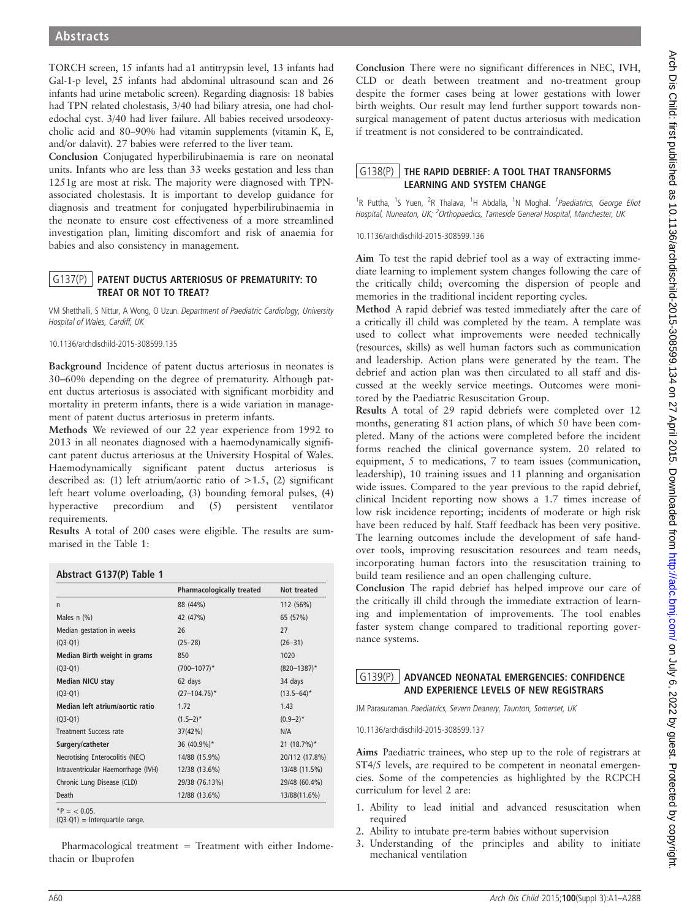TORCH screen, 15 infants had a1 antitrypsin level, 13 infants had Gal-1-p level, 25 infants had abdominal ultrasound scan and 26 infants had urine metabolic screen). Regarding diagnosis: 18 babies had TPN related cholestasis, 3/40 had biliary atresia, one had choledochal cyst. 3/40 had liver failure. All babies received ursodeoxycholic acid and 80–90% had vitamin supplements (vitamin K, E, and/or dalavit). 27 babies were referred to the liver team.

**Conclusion** Conjugated hyperbilirubinaemia is rare on neonatal units. Infants who are less than 33 weeks gestation and less than 1251g are most at risk. The majority were diagnosed with TPN-associated cholestasis. It is important to develop guidance for diagnosis and treatment for conjugated hyperbilirubinaemia in the neonate to ensure cost effectiveness of a more streamlined investigation plan, limiting discomfort and risk of anaemia for babies and also consistency in management.

## G137(P) PATENT DUCTUS ARTERIOSUS OF PREMATURITY: TO TREAT OR NOT TO TREAT?

VM Shetthalli, S Nittur, A Wong, O Uzun. *Department of Paediatric Cardiology, University Hospital of Wales, Cardiff, UK*

10.1136/archdischild-2015-308599.135

**Background** Incidence of patent ductus arteriosus in neonates is 30–60% depending on the degree of prematurity. Although patent ductus arteriosus is associated with significant morbidity and mortality in preterm infants, there is a wide variation in management of patent ductus arteriosus in preterm infants.

**Methods** We reviewed of our 22 year experience from 1992 to 2013 in all neonates diagnosed with a haemodynamically significant patent ductus arteriosus at the University Hospital of Wales. Haemodynamically significant patent ductus arteriosus is described as: (1) left atrium/aortic ratio of >1.5, (2) significant left heart volume overloading, (3) bounding femoral pulses, (4) hyperactive precordium and (5) persistent ventilator requirements.

**Results** A total of 200 cases were eligible. The results are summarised in the Table 1:

**Abstract G137(P) Table 1**

| | Pharmacologically treated | Not treated |
|---|---|---|
| n | 88 (44%) | 112 (56%) |
| Males n (%) | 42 (47%) | 65 (57%) |
| Median gestation in weeks | 26 | 27 |
| (Q3-Q1) | (25–28) | (26–31) |
| **Median Birth weight in grams** | 850 | 1020 |
| (Q3-Q1) | (700–1077)* | (820–1387)* |
| **Median NICU stay** | 62 days | 34 days |
| (Q3-Q1) | (27–104.75)* | (13.5–64)* |
| **Median left atrium/aortic ratio** | 1.72 | 1.43 |
| (Q3-Q1) | (1.5–2)* | (0.9–2)* |
| Treatment Success rate | 37(42%) | N/A |
| **Surgery/catheter** | 36 (40.9%)* | 21 (18.7%)* |
| Necrotising Enterocolitis (NEC) | 14/88 (15.9%) | 20/112 (17.8%) |
| Intraventricular Haemorrhage (IVH) | 12/38 (13.6%) | 13/48 (11.5%) |
| Chronic Lung Disease (CLD) | 29/38 (76.13%) | 29/48 (60.4%) |
| Death | 12/88 (13.6%) | 13/88(11.6%) |

*P = < 0.05.
(Q3-Q1) = Interquartile range.

Pharmacological treatment = Treatment with either Indomethacin or Ibuprofen

**Conclusion** There were no significant differences in NEC, IVH, CLD or death between treatment and no-treatment group despite the former cases being at lower gestations with lower birth weights. Our result may lend further support towards non-surgical management of patent ductus arteriosus with medication if treatment is not considered to be contraindicated.

## G138(P) THE RAPID DEBRIEF: A TOOL THAT TRANSFORMS LEARNING AND SYSTEM CHANGE

[1]R Puttha, [1]S Yuen, [2]R Thalava, [1]H Abdalla, [1]N Moghal. [1]*Paediatrics, George Eliot Hospital, Nuneaton, UK;* [2]*Orthopaedics, Tameside General Hospital, Manchester, UK*

10.1136/archdischild-2015-308599.136

**Aim** To test the rapid debrief tool as a way of extracting immediate learning to implement system changes following the care of the critically child; overcoming the dispersion of people and memories in the traditional incident reporting cycles.

**Method** A rapid debrief was tested immediately after the care of a critically ill child was completed by the team. A template was used to collect what improvements were needed technically (resources, skills) as well human factors such as communication and leadership. Action plans were generated by the team. The debrief and action plan was then circulated to all staff and discussed at the weekly service meetings. Outcomes were monitored by the Paediatric Resuscitation Group.

**Results** A total of 29 rapid debriefs were completed over 12 months, generating 81 action plans, of which 50 have been completed. Many of the actions were completed before the incident forms reached the clinical governance system. 20 related to equipment, 5 to medications, 7 to team issues (communication, leadership), 10 training issues and 11 planning and organisation wide issues. Compared to the year previous to the rapid debrief, clinical Incident reporting now shows a 1.7 times increase of low risk incidence reporting; incidents of moderate or high risk have been reduced by half. Staff feedback has been very positive. The learning outcomes include the development of safe handover tools, improving resuscitation resources and team needs, incorporating human factors into the resuscitation training to build team resilience and an open challenging culture.

**Conclusion** The rapid debrief has helped improve our care of the critically ill child through the immediate extraction of learning and implementation of improvements. The tool enables faster system change compared to traditional reporting governance systems.

## G139(P) ADVANCED NEONATAL EMERGENCIES: CONFIDENCE AND EXPERIENCE LEVELS OF NEW REGISTRARS

JM Parasuraman. *Paediatrics, Severn Deanery, Taunton, Somerset, UK*

10.1136/archdischild-2015-308599.137

**Aims** Paediatric trainees, who step up to the role of registrars at ST4/5 levels, are required to be competent in neonatal emergencies. Some of the competencies as highlighted by the RCPCH curriculum for level 2 are:

1. Ability to lead initial and advanced resuscitation when required
2. Ability to intubate pre-term babies without supervision
3. Understanding of the principles and ability to initiate mechanical ventilation